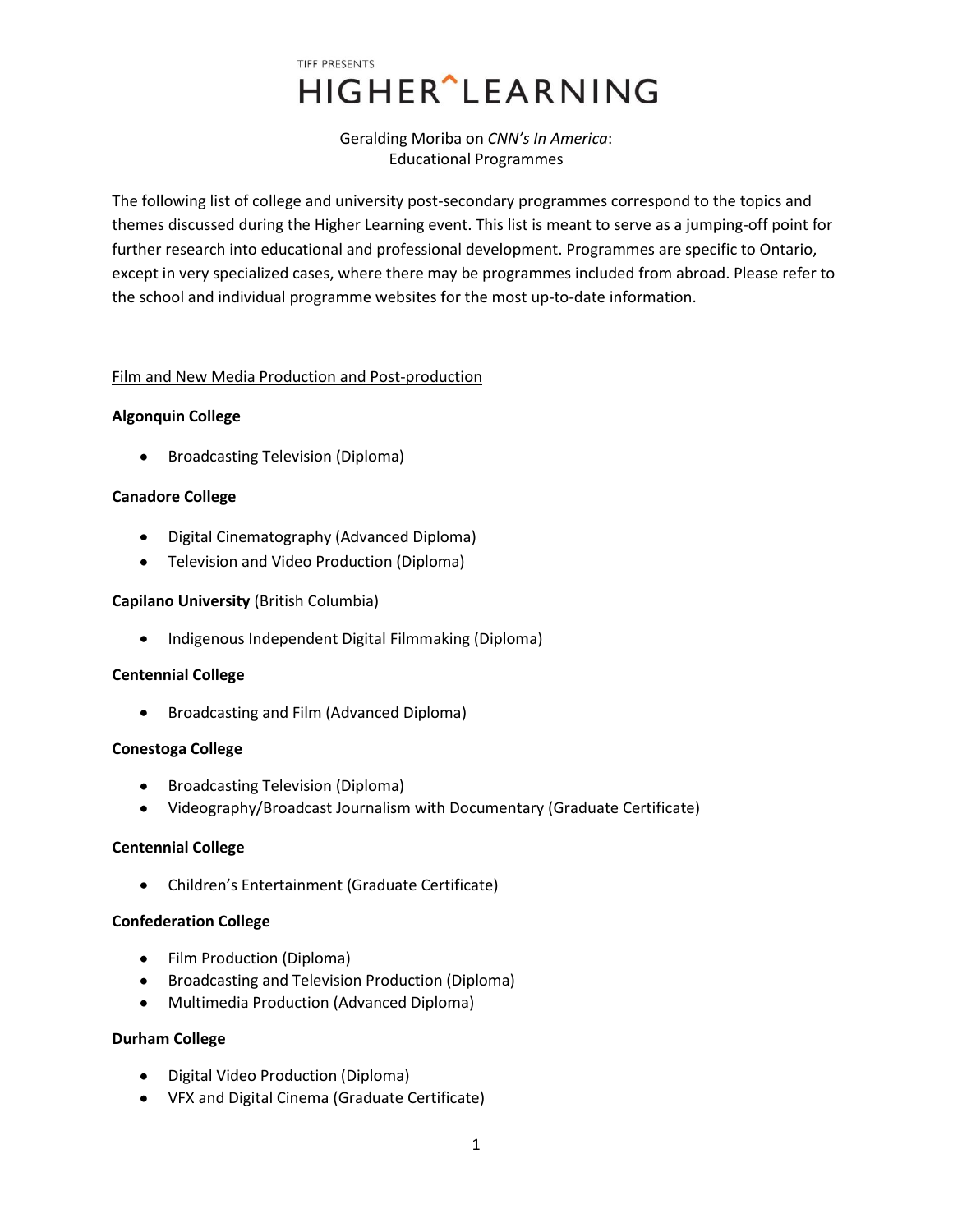TIFF PRESENTS

# HIGHER^LEARNING

Geralding Moriba on *CNN's In America*:
Educational Programmes

The following list of college and university post-secondary programmes correspond to the topics and themes discussed during the Higher Learning event. This list is meant to serve as a jumping-off point for further research into educational and professional development. Programmes are specific to Ontario, except in very specialized cases, where there may be programmes included from abroad. Please refer to the school and individual programme websites for the most up-to-date information.

## Film and New Media Production and Post-production

**Algonquin College**

- Broadcasting Television (Diploma)

**Canadore College**

- Digital Cinematography (Advanced Diploma)
- Television and Video Production (Diploma)

**Capilano University** (British Columbia)

- Indigenous Independent Digital Filmmaking (Diploma)

**Centennial College**

- Broadcasting and Film (Advanced Diploma)

**Conestoga College**

- Broadcasting Television (Diploma)
- Videography/Broadcast Journalism with Documentary (Graduate Certificate)

**Centennial College**

- Children's Entertainment (Graduate Certificate)

**Confederation College**

- Film Production (Diploma)
- Broadcasting and Television Production (Diploma)
- Multimedia Production (Advanced Diploma)

**Durham College**

- Digital Video Production (Diploma)
- VFX and Digital Cinema (Graduate Certificate)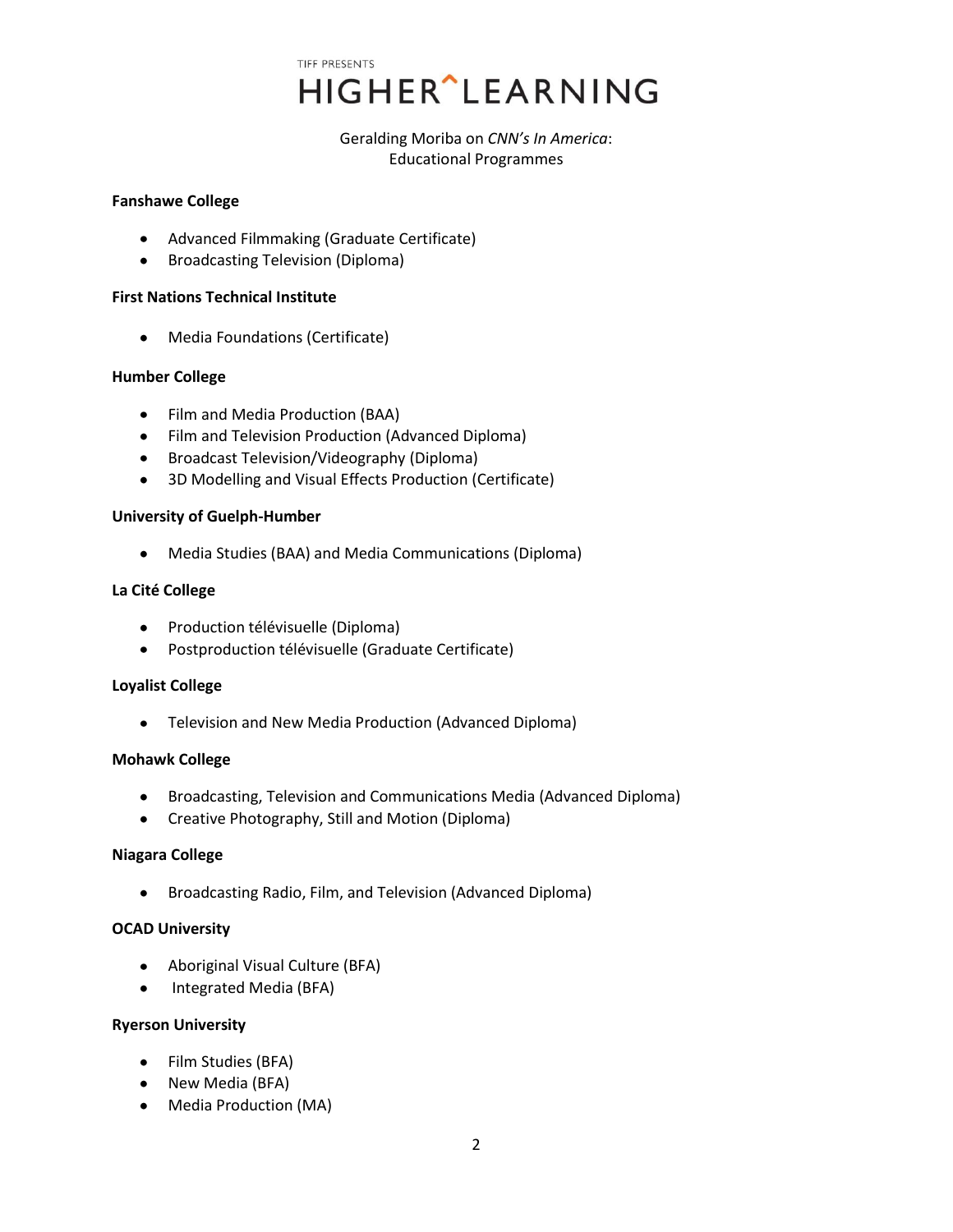TIFF PRESENTS

# HIGHER^LEARNING

Geralding Moriba on *CNN's In America*:
Educational Programmes

**Fanshawe College**

- Advanced Filmmaking (Graduate Certificate)
- Broadcasting Television (Diploma)

**First Nations Technical Institute**

- Media Foundations (Certificate)

**Humber College**

- Film and Media Production (BAA)
- Film and Television Production (Advanced Diploma)
- Broadcast Television/Videography (Diploma)
- 3D Modelling and Visual Effects Production (Certificate)

**University of Guelph-Humber**

- Media Studies (BAA) and Media Communications (Diploma)

**La Cité College**

- Production télévisuelle (Diploma)
- Postproduction télévisuelle (Graduate Certificate)

**Loyalist College**

- Television and New Media Production (Advanced Diploma)

**Mohawk College**

- Broadcasting, Television and Communications Media (Advanced Diploma)
- Creative Photography, Still and Motion (Diploma)

**Niagara College**

- Broadcasting Radio, Film, and Television (Advanced Diploma)

**OCAD University**

- Aboriginal Visual Culture (BFA)
- Integrated Media (BFA)

**Ryerson University**

- Film Studies (BFA)
- New Media (BFA)
- Media Production (MA)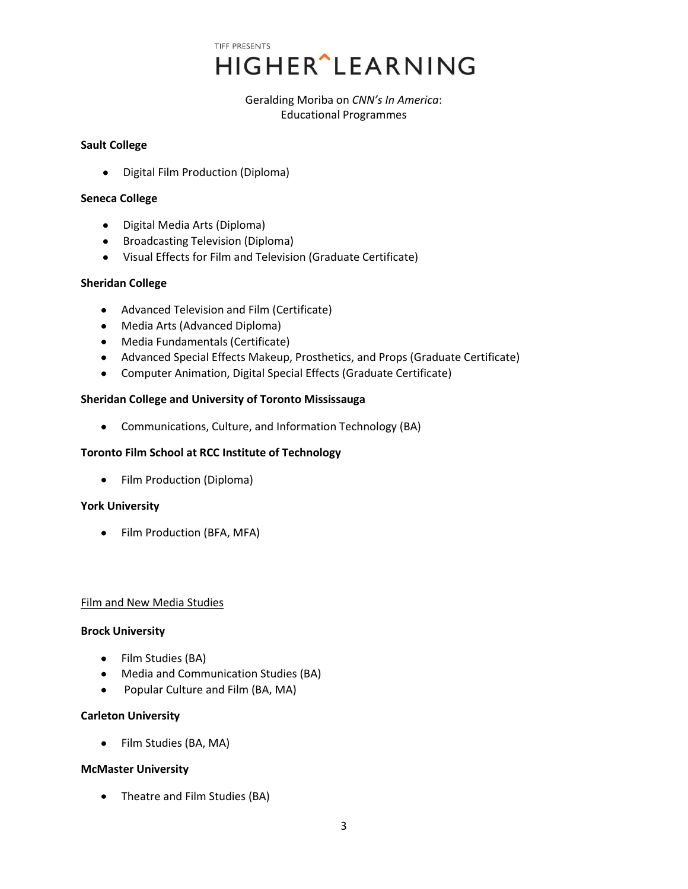**Sault College**

- Digital Film Production (Diploma)

**Seneca College**

- Digital Media Arts (Diploma)
- Broadcasting Television (Diploma)
- Visual Effects for Film and Television (Graduate Certificate)

**Sheridan College**

- Advanced Television and Film (Certificate)
- Media Arts (Advanced Diploma)
- Media Fundamentals (Certificate)
- Advanced Special Effects Makeup, Prosthetics, and Props (Graduate Certificate)
- Computer Animation, Digital Special Effects (Graduate Certificate)

**Sheridan College and University of Toronto Mississauga**

- Communications, Culture, and Information Technology (BA)

**Toronto Film School at RCC Institute of Technology**

- Film Production (Diploma)

**York University**

- Film Production (BFA, MFA)

<u>Film and New Media Studies</u>

**Brock University**

- Film Studies (BA)
- Media and Communication Studies (BA)
- Popular Culture and Film (BA, MA)

**Carleton University**

- Film Studies (BA, MA)

**McMaster University**

- Theatre and Film Studies (BA)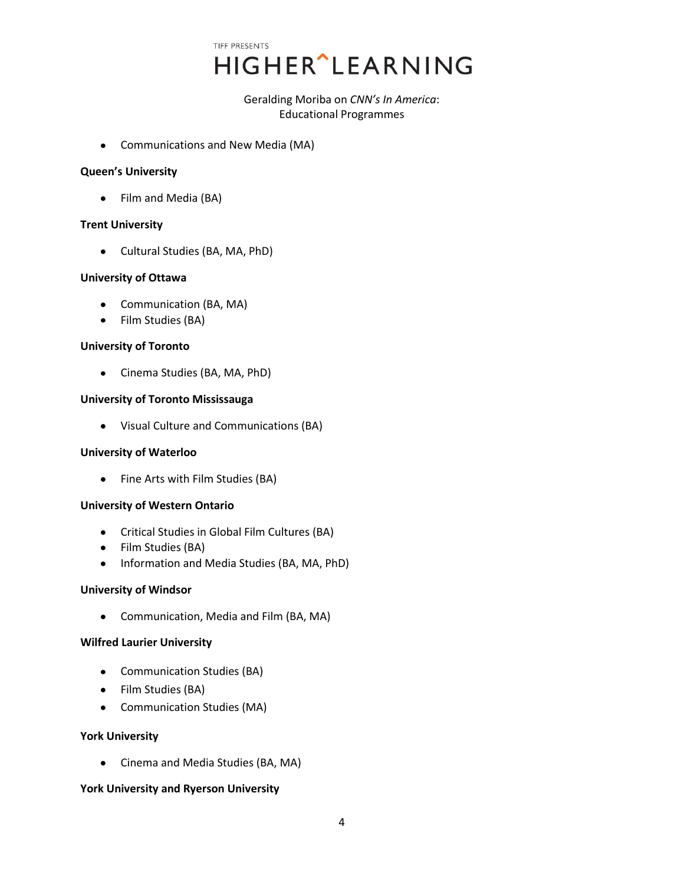- Communications and New Media (MA)

**Queen's University**

- Film and Media (BA)

**Trent University**

- Cultural Studies (BA, MA, PhD)

**University of Ottawa**

- Communication (BA, MA)
- Film Studies (BA)

**University of Toronto**

- Cinema Studies (BA, MA, PhD)

**University of Toronto Mississauga**

- Visual Culture and Communications (BA)

**University of Waterloo**

- Fine Arts with Film Studies (BA)

**University of Western Ontario**

- Critical Studies in Global Film Cultures (BA)
- Film Studies (BA)
- Information and Media Studies (BA, MA, PhD)

**University of Windsor**

- Communication, Media and Film (BA, MA)

**Wilfred Laurier University**

- Communication Studies (BA)
- Film Studies (BA)
- Communication Studies (MA)

**York University**

- Cinema and Media Studies (BA, MA)

**York University and Ryerson University**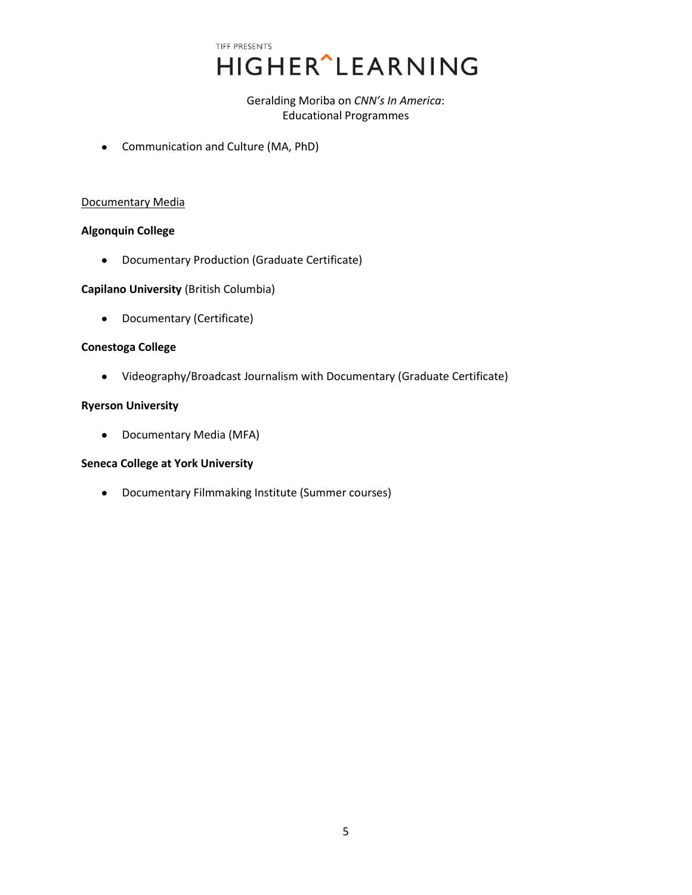- Communication and Culture (MA, PhD)

Documentary Media

**Algonquin College**

- Documentary Production (Graduate Certificate)

**Capilano University** (British Columbia)

- Documentary (Certificate)

**Conestoga College**

- Videography/Broadcast Journalism with Documentary (Graduate Certificate)

**Ryerson University**

- Documentary Media (MFA)

**Seneca College at York University**

- Documentary Filmmaking Institute (Summer courses)